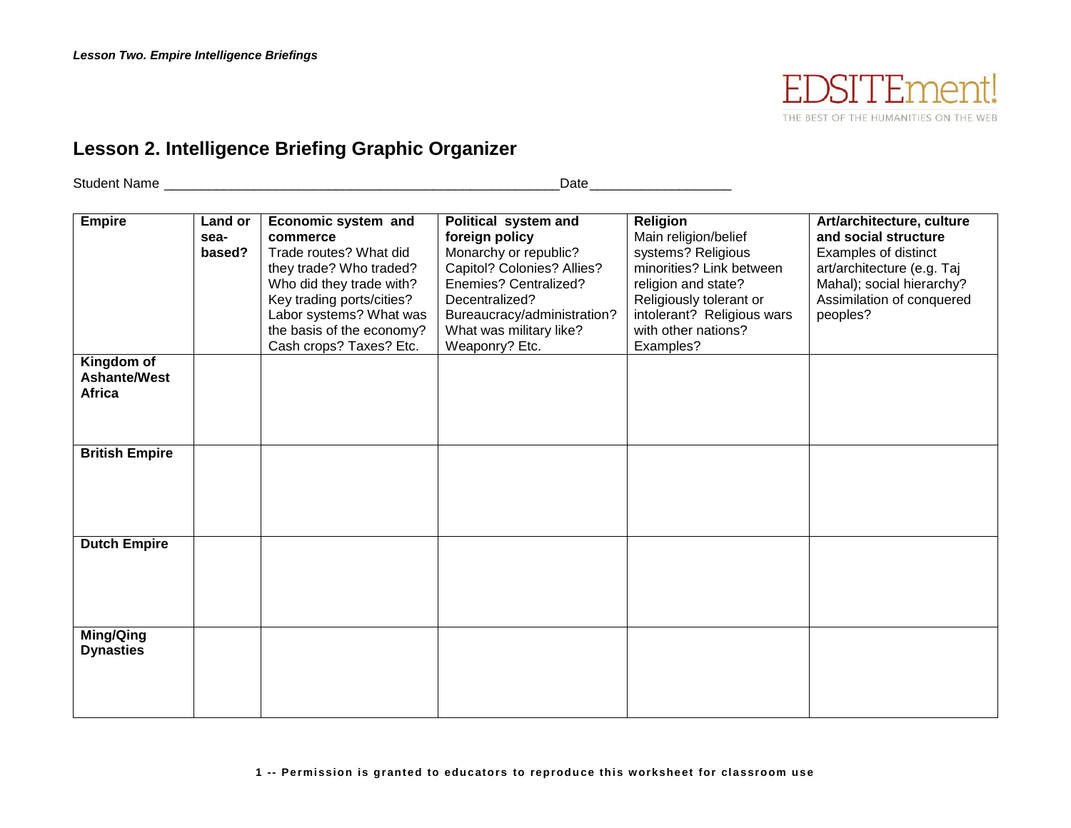*Lesson Two. Empire Intelligence Briefings*

EDSITEment!
THE BEST OF THE HUMANITIES ON THE WEB

## Lesson 2. Intelligence Briefing Graphic Organizer

Student Name \_\_\_\_\_\_\_\_\_\_\_\_\_\_\_\_\_\_\_\_\_\_\_\_\_\_\_\_\_\_\_\_\_\_\_\_\_\_\_\_\_\_\_\_\_\_\_\_\_\_\_\_ Date\_\_\_\_\_\_\_\_\_\_\_\_\_\_\_\_\_\_

| **Empire** | **Land or sea-based?** | **Economic system and commerce** Trade routes? What did they trade? Who traded? Who did they trade with? Key trading ports/cities? Labor systems? What was the basis of the economy? Cash crops? Taxes? Etc. | **Political system and foreign policy** Monarchy or republic? Capitol? Colonies? Allies? Enemies? Centralized? Decentralized? Bureaucracy/administration? What was military like? Weaponry? Etc. | **Religion** Main religion/belief systems? Religious minorities? Link between religion and state? Religiously tolerant or intolerant? Religious wars with other nations? Examples? | **Art/architecture, culture and social structure** Examples of distinct art/architecture (e.g. Taj Mahal); social hierarchy? Assimilation of conquered peoples? |
|---|---|---|---|---|---|
| **Kingdom of Ashante/West Africa** | | | | | |
| **British Empire** | | | | | |
| **Dutch Empire** | | | | | |
| **Ming/Qing Dynasties** | | | | | |

**-- Permission is granted to educators to reproduce this worksheet for classroom use**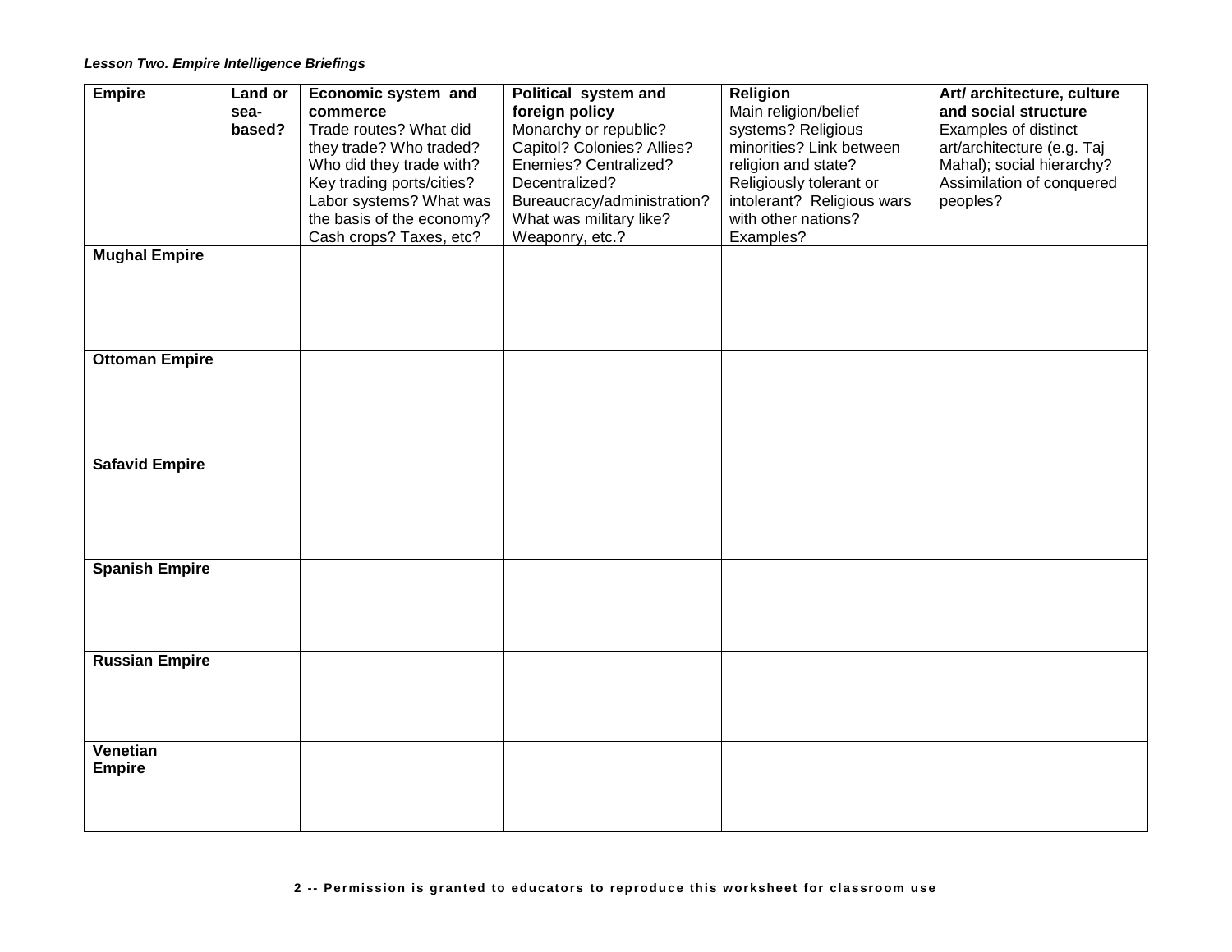***Lesson Two. Empire Intelligence Briefings***

| **Empire** | **Land or sea-based?** | **Economic system and commerce** Trade routes? What did they trade? Who traded? Who did they trade with? Key trading ports/cities? Labor systems? What was the basis of the economy? Cash crops? Taxes, etc? | **Political system and foreign policy** Monarchy or republic? Capitol? Colonies? Allies? Enemies? Centralized? Decentralized? Bureaucracy/administration? What was military like? Weaponry, etc.? | **Religion** Main religion/belief systems? Religious minorities? Link between religion and state? Religiously tolerant or intolerant? Religious wars with other nations? Examples? | **Art/ architecture, culture and social structure** Examples of distinct art/architecture (e.g. Taj Mahal); social hierarchy? Assimilation of conquered peoples? |
|---|---|---|---|---|---|
| **Mughal Empire** | | | | | |
| **Ottoman Empire** | | | | | |
| **Safavid Empire** | | | | | |
| **Spanish Empire** | | | | | |
| **Russian Empire** | | | | | |
| **Venetian Empire** | | | | | |

**2 -- Permission is granted to educators to reproduce this worksheet for classroom use**